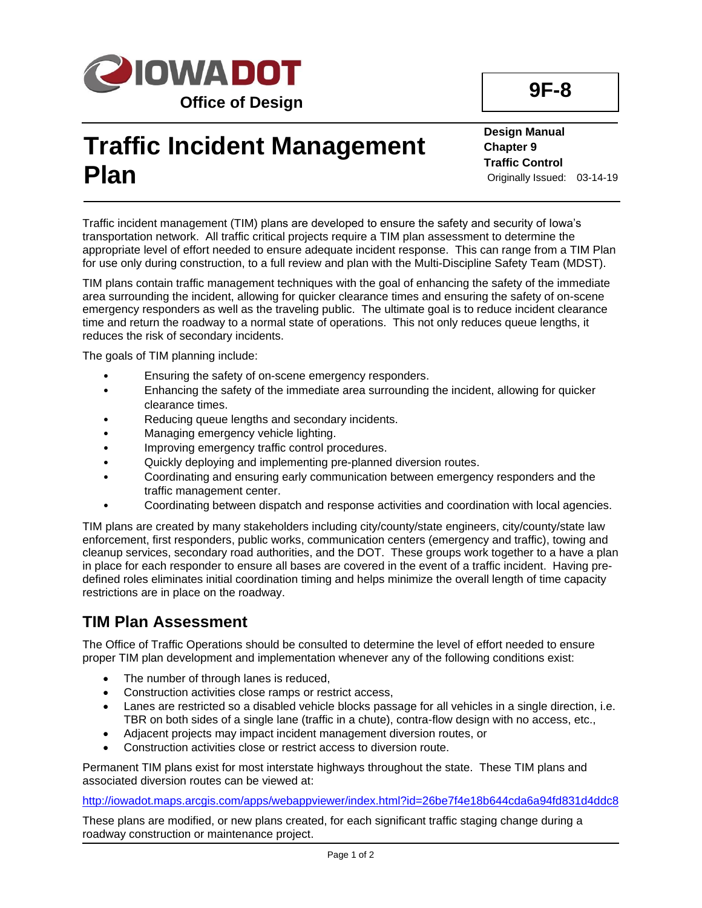IOWA DOT

Office of Design

**9F-8**

# Traffic Incident Management Plan

**Design Manual**
**Chapter 9**
**Traffic Control**
Originally Issued: 03-14-19

Traffic incident management (TIM) plans are developed to ensure the safety and security of Iowa's transportation network. All traffic critical projects require a TIM plan assessment to determine the appropriate level of effort needed to ensure adequate incident response. This can range from a TIM Plan for use only during construction, to a full review and plan with the Multi-Discipline Safety Team (MDST).

TIM plans contain traffic management techniques with the goal of enhancing the safety of the immediate area surrounding the incident, allowing for quicker clearance times and ensuring the safety of on-scene emergency responders as well as the traveling public. The ultimate goal is to reduce incident clearance time and return the roadway to a normal state of operations. This not only reduces queue lengths, it reduces the risk of secondary incidents.

The goals of TIM planning include:

- Ensuring the safety of on-scene emergency responders.
- Enhancing the safety of the immediate area surrounding the incident, allowing for quicker clearance times.
- Reducing queue lengths and secondary incidents.
- Managing emergency vehicle lighting.
- Improving emergency traffic control procedures.
- Quickly deploying and implementing pre-planned diversion routes.
- Coordinating and ensuring early communication between emergency responders and the traffic management center.
- Coordinating between dispatch and response activities and coordination with local agencies.

TIM plans are created by many stakeholders including city/county/state engineers, city/county/state law enforcement, first responders, public works, communication centers (emergency and traffic), towing and cleanup services, secondary road authorities, and the DOT. These groups work together to a have a plan in place for each responder to ensure all bases are covered in the event of a traffic incident. Having pre-defined roles eliminates initial coordination timing and helps minimize the overall length of time capacity restrictions are in place on the roadway.

## TIM Plan Assessment

The Office of Traffic Operations should be consulted to determine the level of effort needed to ensure proper TIM plan development and implementation whenever any of the following conditions exist:

- The number of through lanes is reduced,
- Construction activities close ramps or restrict access,
- Lanes are restricted so a disabled vehicle blocks passage for all vehicles in a single direction, i.e. TBR on both sides of a single lane (traffic in a chute), contra-flow design with no access, etc.,
- Adjacent projects may impact incident management diversion routes, or
- Construction activities close or restrict access to diversion route.

Permanent TIM plans exist for most interstate highways throughout the state. These TIM plans and associated diversion routes can be viewed at:

http://iowadot.maps.arcgis.com/apps/webappviewer/index.html?id=26be7f4e18b644cda6a94fd831d4ddc8

These plans are modified, or new plans created, for each significant traffic staging change during a roadway construction or maintenance project.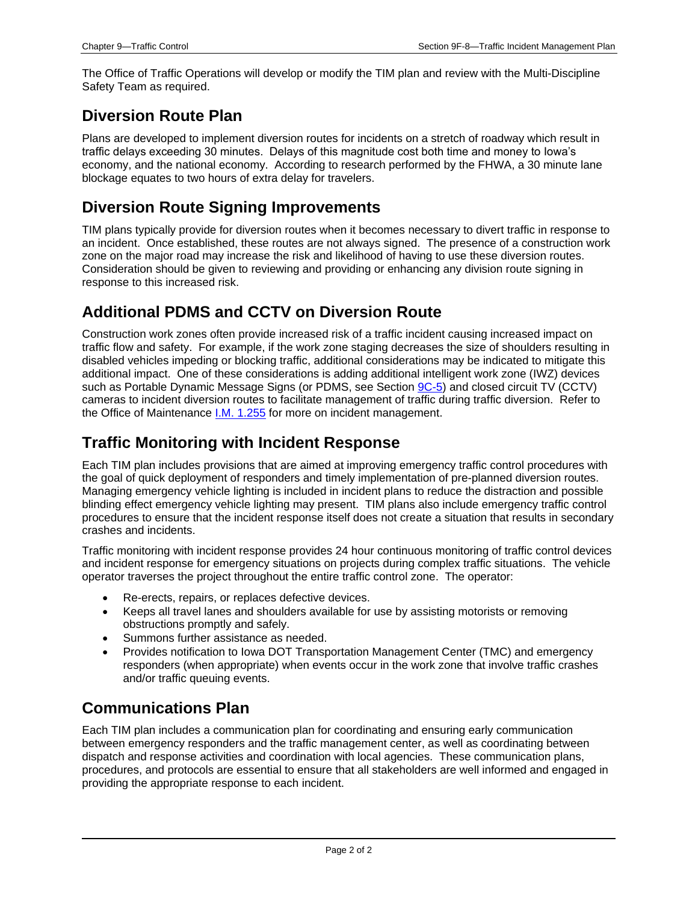The Office of Traffic Operations will develop or modify the TIM plan and review with the Multi-Discipline Safety Team as required.

## Diversion Route Plan

Plans are developed to implement diversion routes for incidents on a stretch of roadway which result in traffic delays exceeding 30 minutes. Delays of this magnitude cost both time and money to Iowa's economy, and the national economy. According to research performed by the FHWA, a 30 minute lane blockage equates to two hours of extra delay for travelers.

## Diversion Route Signing Improvements

TIM plans typically provide for diversion routes when it becomes necessary to divert traffic in response to an incident. Once established, these routes are not always signed. The presence of a construction work zone on the major road may increase the risk and likelihood of having to use these diversion routes. Consideration should be given to reviewing and providing or enhancing any division route signing in response to this increased risk.

## Additional PDMS and CCTV on Diversion Route

Construction work zones often provide increased risk of a traffic incident causing increased impact on traffic flow and safety. For example, if the work zone staging decreases the size of shoulders resulting in disabled vehicles impeding or blocking traffic, additional considerations may be indicated to mitigate this additional impact. One of these considerations is adding additional intelligent work zone (IWZ) devices such as Portable Dynamic Message Signs (or PDMS, see Section 9C-5) and closed circuit TV (CCTV) cameras to incident diversion routes to facilitate management of traffic during traffic diversion. Refer to the Office of Maintenance I.M. 1.255 for more on incident management.

## Traffic Monitoring with Incident Response

Each TIM plan includes provisions that are aimed at improving emergency traffic control procedures with the goal of quick deployment of responders and timely implementation of pre-planned diversion routes. Managing emergency vehicle lighting is included in incident plans to reduce the distraction and possible blinding effect emergency vehicle lighting may present. TIM plans also include emergency traffic control procedures to ensure that the incident response itself does not create a situation that results in secondary crashes and incidents.

Traffic monitoring with incident response provides 24 hour continuous monitoring of traffic control devices and incident response for emergency situations on projects during complex traffic situations. The vehicle operator traverses the project throughout the entire traffic control zone. The operator:

- Re-erects, repairs, or replaces defective devices.
- Keeps all travel lanes and shoulders available for use by assisting motorists or removing obstructions promptly and safely.
- Summons further assistance as needed.
- Provides notification to Iowa DOT Transportation Management Center (TMC) and emergency responders (when appropriate) when events occur in the work zone that involve traffic crashes and/or traffic queuing events.

## Communications Plan

Each TIM plan includes a communication plan for coordinating and ensuring early communication between emergency responders and the traffic management center, as well as coordinating between dispatch and response activities and coordination with local agencies. These communication plans, procedures, and protocols are essential to ensure that all stakeholders are well informed and engaged in providing the appropriate response to each incident.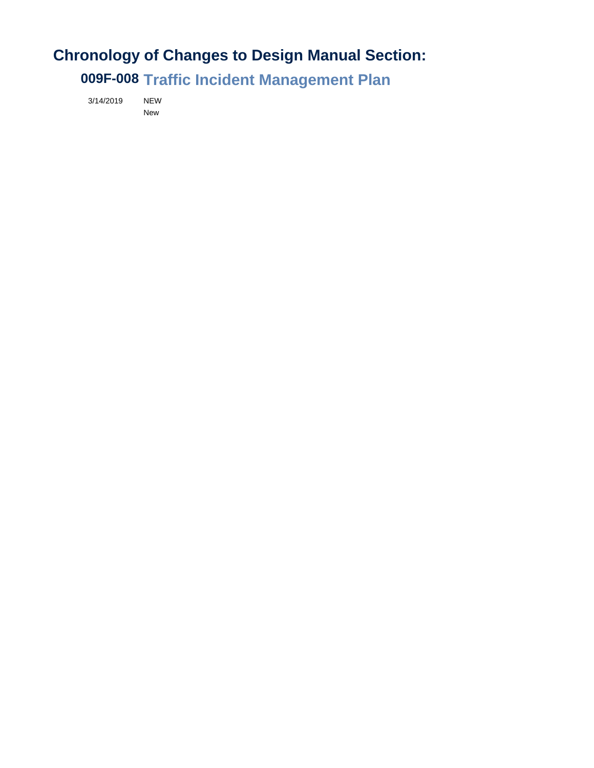# Chronology of Changes to Design Manual Section:

## 009F-008 Traffic Incident Management Plan

| | |
|---|---|
| 3/14/2019 | NEW |
| | New |